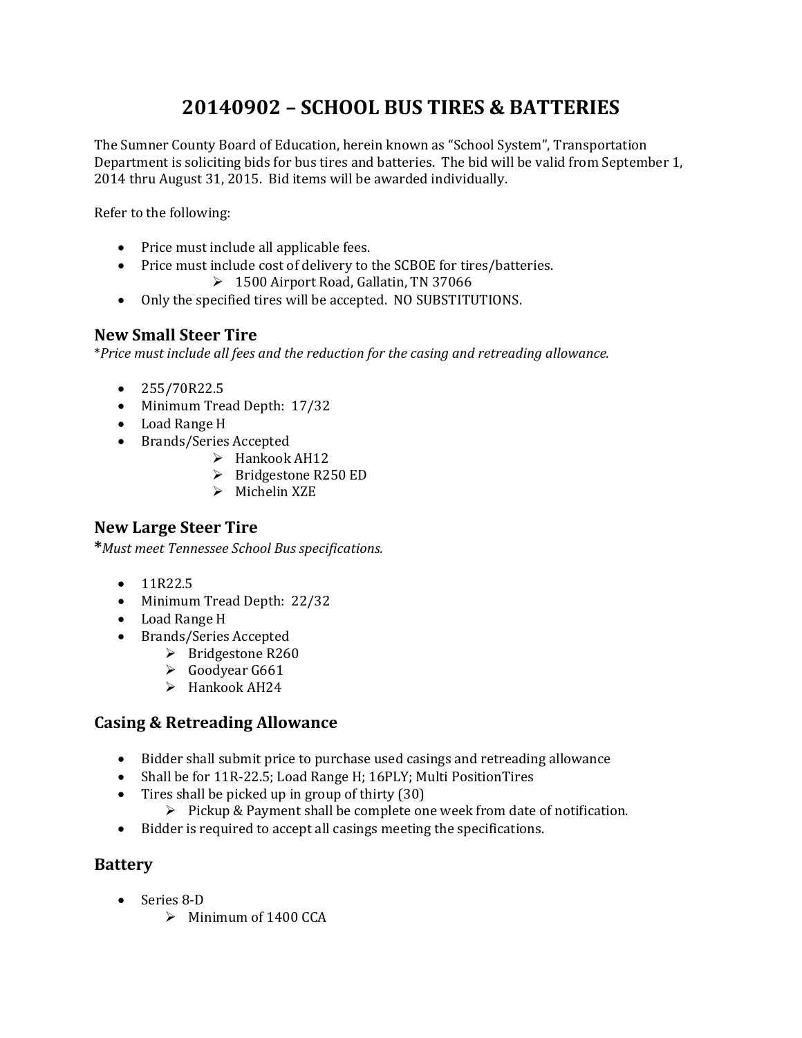# 20140902 – SCHOOL BUS TIRES & BATTERIES

The Sumner County Board of Education, herein known as "School System", Transportation Department is soliciting bids for bus tires and batteries. The bid will be valid from September 1, 2014 thru August 31, 2015. Bid items will be awarded individually.

Refer to the following:

- Price must include all applicable fees.
- Price must include cost of delivery to the SCBOE for tires/batteries.
    - 1500 Airport Road, Gallatin, TN 37066
- Only the specified tires will be accepted. NO SUBSTITUTIONS.

## New Small Steer Tire

*\*Price must include all fees and the reduction for the casing and retreading allowance.*

- 255/70R22.5
- Minimum Tread Depth: 17/32
- Load Range H
- Brands/Series Accepted
    - Hankook AH12
    - Bridgestone R250 ED
    - Michelin XZE

## New Large Steer Tire

**\***_Must meet Tennessee School Bus specifications._

- 11R22.5
- Minimum Tread Depth: 22/32
- Load Range H
- Brands/Series Accepted
    - Bridgestone R260
    - Goodyear G661
    - Hankook AH24

## Casing & Retreading Allowance

- Bidder shall submit price to purchase used casings and retreading allowance
- Shall be for 11R-22.5; Load Range H; 16PLY; Multi PositionTires
- Tires shall be picked up in group of thirty (30)
    - Pickup & Payment shall be complete one week from date of notification.
- Bidder is required to accept all casings meeting the specifications.

## Battery

- Series 8-D
    - Minimum of 1400 CCA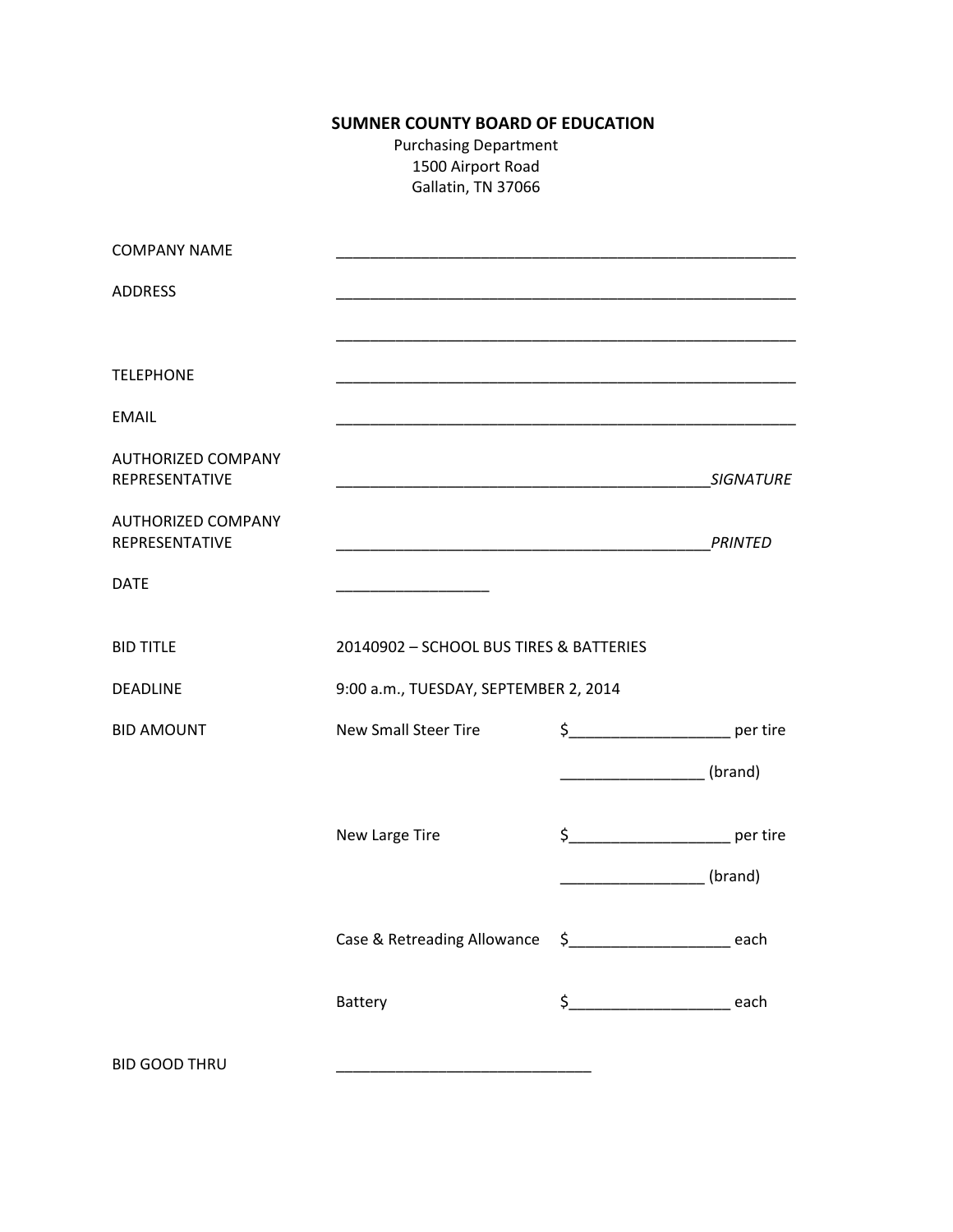**SUMNER COUNTY BOARD OF EDUCATION**

Purchasing Department
1500 Airport Road
Gallatin, TN 37066

| | | |
|---|---|---|
| COMPANY NAME | ______________________________________________________ | |
| ADDRESS | ______________________________________________________ | |
| | ______________________________________________________ | |
| TELEPHONE | ______________________________________________________ | |
| EMAIL | ______________________________________________________ | |
| AUTHORIZED COMPANY REPRESENTATIVE | ____________________________________________ *SIGNATURE* | |
| AUTHORIZED COMPANY REPRESENTATIVE | ____________________________________________ *PRINTED* | |
| DATE | __________________ | |
| BID TITLE | 20140902 – SCHOOL BUS TIRES & BATTERIES | |
| DEADLINE | 9:00 a.m., TUESDAY, SEPTEMBER 2, 2014 | |
| BID AMOUNT | New Small Steer Tire | $___________________ per tire |
| | | _________________ (brand) |
| | New Large Tire | $___________________ per tire |
| | | _________________ (brand) |
| | Case & Retreading Allowance | $___________________ each |
| | Battery | $___________________ each |
| BID GOOD THRU | ______________________________ | |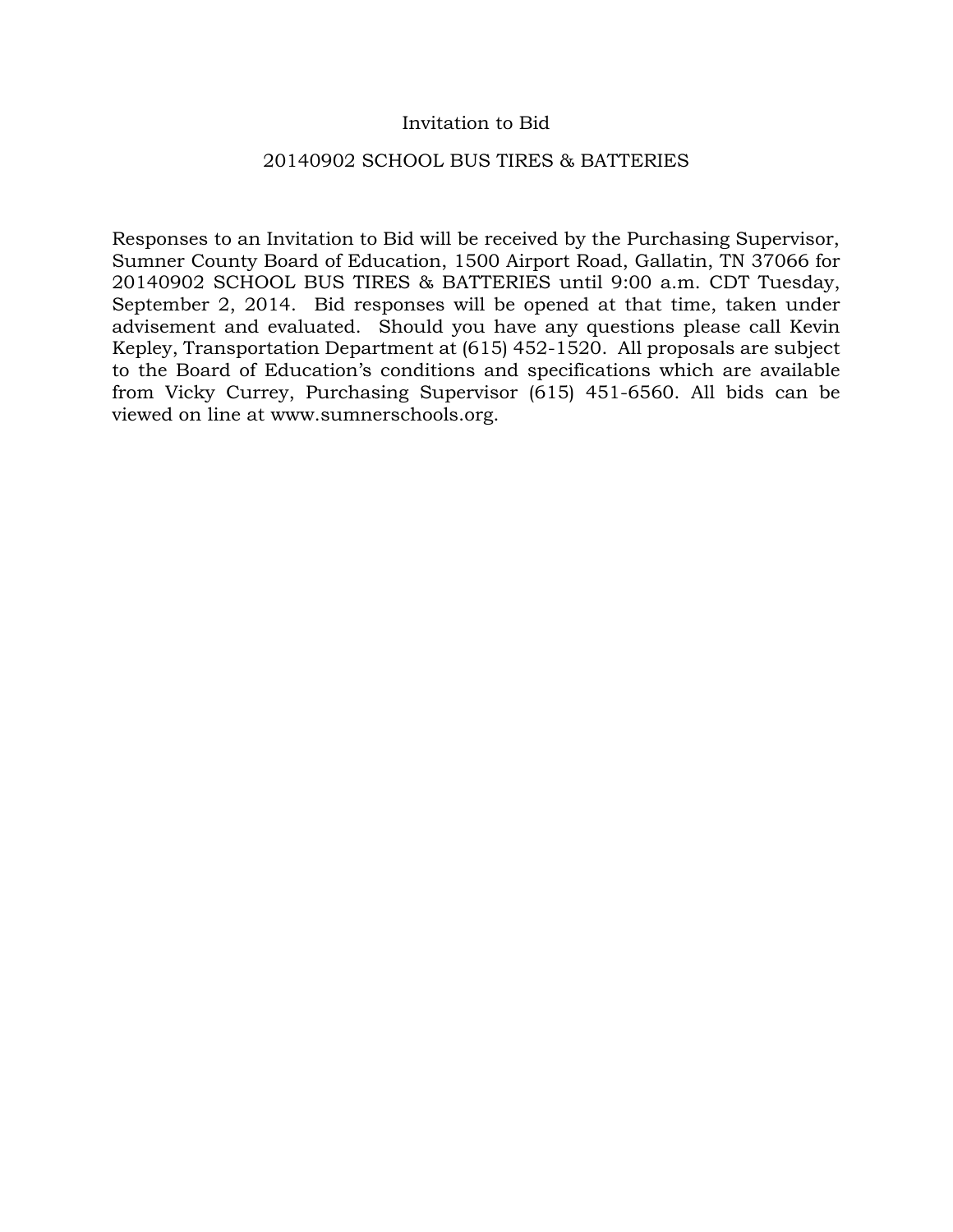# Invitation to Bid

## 20140902 SCHOOL BUS TIRES & BATTERIES

Responses to an Invitation to Bid will be received by the Purchasing Supervisor, Sumner County Board of Education, 1500 Airport Road, Gallatin, TN 37066 for 20140902 SCHOOL BUS TIRES & BATTERIES until 9:00 a.m. CDT Tuesday, September 2, 2014. Bid responses will be opened at that time, taken under advisement and evaluated. Should you have any questions please call Kevin Kepley, Transportation Department at (615) 452-1520. All proposals are subject to the Board of Education's conditions and specifications which are available from Vicky Currey, Purchasing Supervisor (615) 451-6560. All bids can be viewed on line at www.sumnerschools.org.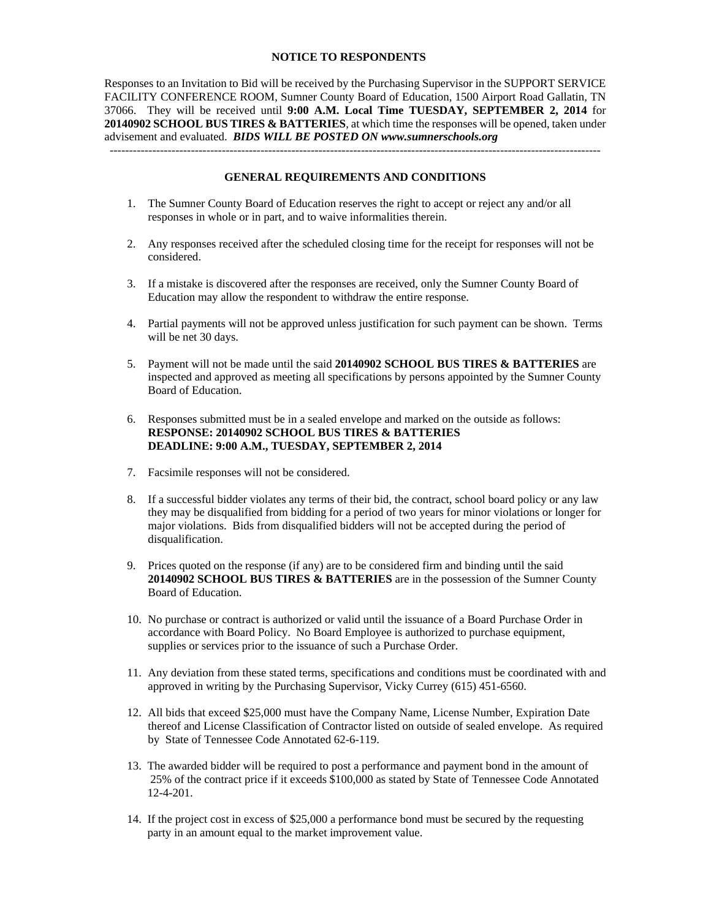**NOTICE TO RESPONDENTS**

Responses to an Invitation to Bid will be received by the Purchasing Supervisor in the SUPPORT SERVICE FACILITY CONFERENCE ROOM, Sumner County Board of Education, 1500 Airport Road Gallatin, TN 37066. They will be received until **9:00 A.M. Local Time TUESDAY, SEPTEMBER 2, 2014** for **20140902 SCHOOL BUS TIRES & BATTERIES**, at which time the responses will be opened, taken under advisement and evaluated. ***BIDS WILL BE POSTED ON www.sumnerschools.org***

---

## GENERAL REQUIREMENTS AND CONDITIONS

1. The Sumner County Board of Education reserves the right to accept or reject any and/or all responses in whole or in part, and to waive informalities therein.

2. Any responses received after the scheduled closing time for the receipt for responses will not be considered.

3. If a mistake is discovered after the responses are received, only the Sumner County Board of Education may allow the respondent to withdraw the entire response.

4. Partial payments will not be approved unless justification for such payment can be shown. Terms will be net 30 days.

5. Payment will not be made until the said **20140902 SCHOOL BUS TIRES & BATTERIES** are inspected and approved as meeting all specifications by persons appointed by the Sumner County Board of Education.

6. Responses submitted must be in a sealed envelope and marked on the outside as follows:
   **RESPONSE: 20140902 SCHOOL BUS TIRES & BATTERIES**
   **DEADLINE: 9:00 A.M., TUESDAY, SEPTEMBER 2, 2014**

7. Facsimile responses will not be considered.

8. If a successful bidder violates any terms of their bid, the contract, school board policy or any law they may be disqualified from bidding for a period of two years for minor violations or longer for major violations. Bids from disqualified bidders will not be accepted during the period of disqualification.

9. Prices quoted on the response (if any) are to be considered firm and binding until the said **20140902 SCHOOL BUS TIRES & BATTERIES** are in the possession of the Sumner County Board of Education.

10. No purchase or contract is authorized or valid until the issuance of a Board Purchase Order in accordance with Board Policy. No Board Employee is authorized to purchase equipment, supplies or services prior to the issuance of such a Purchase Order.

11. Any deviation from these stated terms, specifications and conditions must be coordinated with and approved in writing by the Purchasing Supervisor, Vicky Currey (615) 451-6560.

12. All bids that exceed $25,000 must have the Company Name, License Number, Expiration Date thereof and License Classification of Contractor listed on outside of sealed envelope. As required by State of Tennessee Code Annotated 62-6-119.

13. The awarded bidder will be required to post a performance and payment bond in the amount of 25% of the contract price if it exceeds $100,000 as stated by State of Tennessee Code Annotated 12-4-201.

14. If the project cost in excess of $25,000 a performance bond must be secured by the requesting party in an amount equal to the market improvement value.